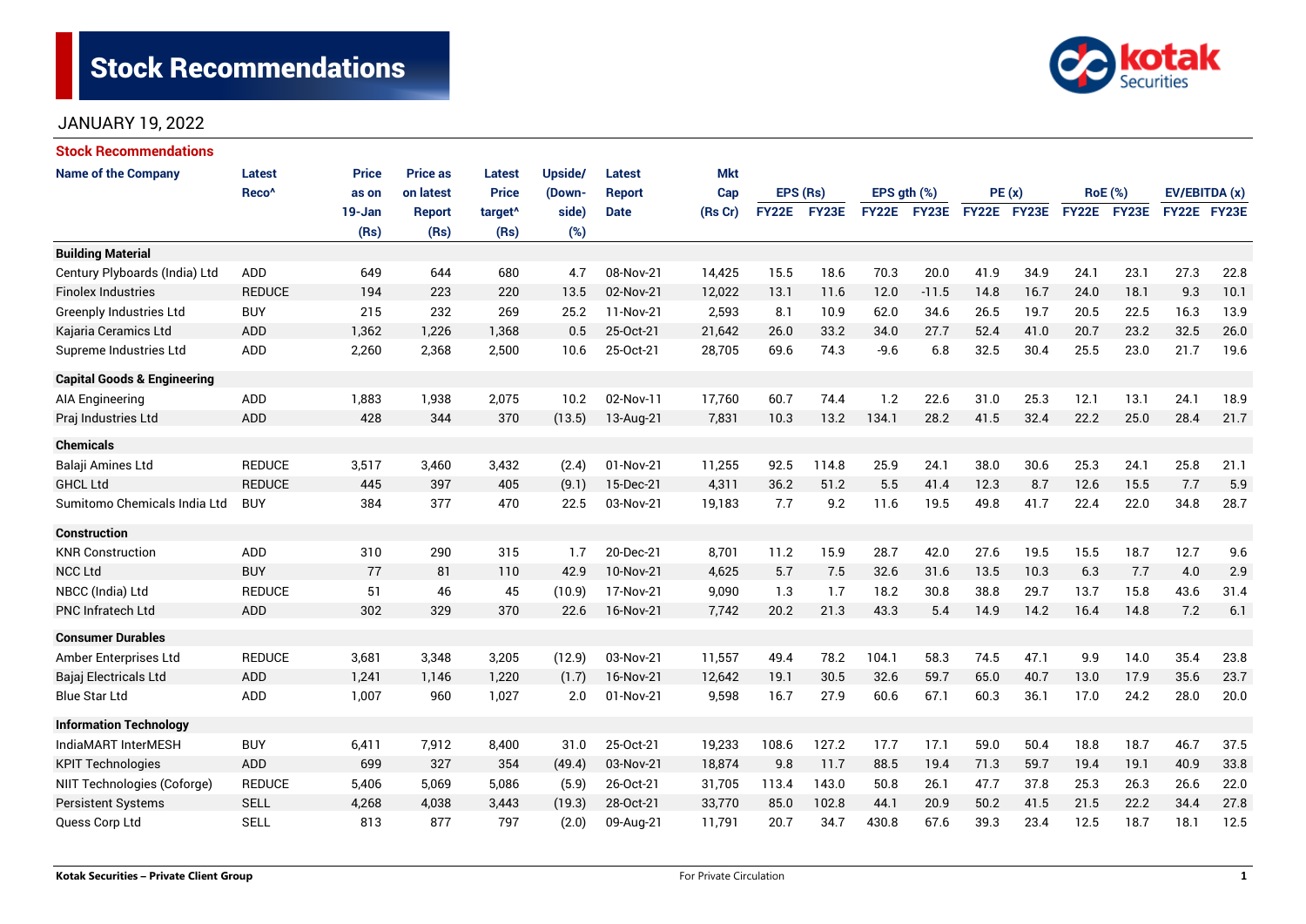# Stock Recommendations

JANUARY 19, 2022

## Stock Recommendations

| Name of the Company | Latest Reco^ | Price as on 19-Jan (Rs) | Price as on latest Report (Rs) | Latest Price target^ (Rs) | Upside/ (Down-side) (%) | Latest Report Date | Mkt Cap (Rs Cr) | EPS (Rs) | | EPS gth (%) | | PE (x) | | RoE (%) | | EV/EBITDA (x) | |
|---|---|---|---|---|---|---|---|---|---|---|---|---|---|---|---|---|---|
| | | | | | | | | FY22E | FY23E | FY22E | FY23E | FY22E | FY23E | FY22E | FY23E | FY22E | FY23E |
| **Building Material** | | | | | | | | | | | | | | | | | |
| Century Plyboards (India) Ltd | ADD | 649 | 644 | 680 | 4.7 | 08-Nov-21 | 14,425 | 15.5 | 18.6 | 70.3 | 20.0 | 41.9 | 34.9 | 24.1 | 23.1 | 27.3 | 22.8 |
| Finolex Industries | REDUCE | 194 | 223 | 220 | 13.5 | 02-Nov-21 | 12,022 | 13.1 | 11.6 | 12.0 | -11.5 | 14.8 | 16.7 | 24.0 | 18.1 | 9.3 | 10.1 |
| Greenply Industries Ltd | BUY | 215 | 232 | 269 | 25.2 | 11-Nov-21 | 2,593 | 8.1 | 10.9 | 62.0 | 34.6 | 26.5 | 19.7 | 20.5 | 22.5 | 16.3 | 13.9 |
| Kajaria Ceramics Ltd | ADD | 1,362 | 1,226 | 1,368 | 0.5 | 25-Oct-21 | 21,642 | 26.0 | 33.2 | 34.0 | 27.7 | 52.4 | 41.0 | 20.7 | 23.2 | 32.5 | 26.0 |
| Supreme Industries Ltd | ADD | 2,260 | 2,368 | 2,500 | 10.6 | 25-Oct-21 | 28,705 | 69.6 | 74.3 | -9.6 | 6.8 | 32.5 | 30.4 | 25.5 | 23.0 | 21.7 | 19.6 |
| **Capital Goods & Engineering** | | | | | | | | | | | | | | | | | |
| AIA Engineering | ADD | 1,883 | 1,938 | 2,075 | 10.2 | 02-Nov-11 | 17,760 | 60.7 | 74.4 | 1.2 | 22.6 | 31.0 | 25.3 | 12.1 | 13.1 | 24.1 | 18.9 |
| Praj Industries Ltd | ADD | 428 | 344 | 370 | (13.5) | 13-Aug-21 | 7,831 | 10.3 | 13.2 | 134.1 | 28.2 | 41.5 | 32.4 | 22.2 | 25.0 | 28.4 | 21.7 |
| **Chemicals** | | | | | | | | | | | | | | | | | |
| Balaji Amines Ltd | REDUCE | 3,517 | 3,460 | 3,432 | (2.4) | 01-Nov-21 | 11,255 | 92.5 | 114.8 | 25.9 | 24.1 | 38.0 | 30.6 | 25.3 | 24.1 | 25.8 | 21.1 |
| GHCL Ltd | REDUCE | 445 | 397 | 405 | (9.1) | 15-Dec-21 | 4,311 | 36.2 | 51.2 | 5.5 | 41.4 | 12.3 | 8.7 | 12.6 | 15.5 | 7.7 | 5.9 |
| Sumitomo Chemicals India Ltd | BUY | 384 | 377 | 470 | 22.5 | 03-Nov-21 | 19,183 | 7.7 | 9.2 | 11.6 | 19.5 | 49.8 | 41.7 | 22.4 | 22.0 | 34.8 | 28.7 |
| **Construction** | | | | | | | | | | | | | | | | | |
| KNR Construction | ADD | 310 | 290 | 315 | 1.7 | 20-Dec-21 | 8,701 | 11.2 | 15.9 | 28.7 | 42.0 | 27.6 | 19.5 | 15.5 | 18.7 | 12.7 | 9.6 |
| NCC Ltd | BUY | 77 | 81 | 110 | 42.9 | 10-Nov-21 | 4,625 | 5.7 | 7.5 | 32.6 | 31.6 | 13.5 | 10.3 | 6.3 | 7.7 | 4.0 | 2.9 |
| NBCC (India) Ltd | REDUCE | 51 | 46 | 45 | (10.9) | 17-Nov-21 | 9,090 | 1.3 | 1.7 | 18.2 | 30.8 | 38.8 | 29.7 | 13.7 | 15.8 | 43.6 | 31.4 |
| PNC Infratech Ltd | ADD | 302 | 329 | 370 | 22.6 | 16-Nov-21 | 7,742 | 20.2 | 21.3 | 43.3 | 5.4 | 14.9 | 14.2 | 16.4 | 14.8 | 7.2 | 6.1 |
| **Consumer Durables** | | | | | | | | | | | | | | | | | |
| Amber Enterprises Ltd | REDUCE | 3,681 | 3,348 | 3,205 | (12.9) | 03-Nov-21 | 11,557 | 49.4 | 78.2 | 104.1 | 58.3 | 74.5 | 47.1 | 9.9 | 14.0 | 35.4 | 23.8 |
| Bajaj Electricals Ltd | ADD | 1,241 | 1,146 | 1,220 | (1.7) | 16-Nov-21 | 12,642 | 19.1 | 30.5 | 32.6 | 59.7 | 65.0 | 40.7 | 13.0 | 17.9 | 35.6 | 23.7 |
| Blue Star Ltd | ADD | 1,007 | 960 | 1,027 | 2.0 | 01-Nov-21 | 9,598 | 16.7 | 27.9 | 60.6 | 67.1 | 60.3 | 36.1 | 17.0 | 24.2 | 28.0 | 20.0 |
| **Information Technology** | | | | | | | | | | | | | | | | | |
| IndiaMART InterMESH | BUY | 6,411 | 7,912 | 8,400 | 31.0 | 25-Oct-21 | 19,233 | 108.6 | 127.2 | 17.7 | 17.1 | 59.0 | 50.4 | 18.8 | 18.7 | 46.7 | 37.5 |
| KPIT Technologies | ADD | 699 | 327 | 354 | (49.4) | 03-Nov-21 | 18,874 | 9.8 | 11.7 | 88.5 | 19.4 | 71.3 | 59.7 | 19.4 | 19.1 | 40.9 | 33.8 |
| NIIT Technologies (Coforge) | REDUCE | 5,406 | 5,069 | 5,086 | (5.9) | 26-Oct-21 | 31,705 | 113.4 | 143.0 | 50.8 | 26.1 | 47.7 | 37.8 | 25.3 | 26.3 | 26.6 | 22.0 |
| Persistent Systems | SELL | 4,268 | 4,038 | 3,443 | (19.3) | 28-Oct-21 | 33,770 | 85.0 | 102.8 | 44.1 | 20.9 | 50.2 | 41.5 | 21.5 | 22.2 | 34.4 | 27.8 |
| Quess Corp Ltd | SELL | 813 | 877 | 797 | (2.0) | 09-Aug-21 | 11,791 | 20.7 | 34.7 | 430.8 | 67.6 | 39.3 | 23.4 | 12.5 | 18.7 | 18.1 | 12.5 |

Kotak Securities – Private Client Group

For Private Circulation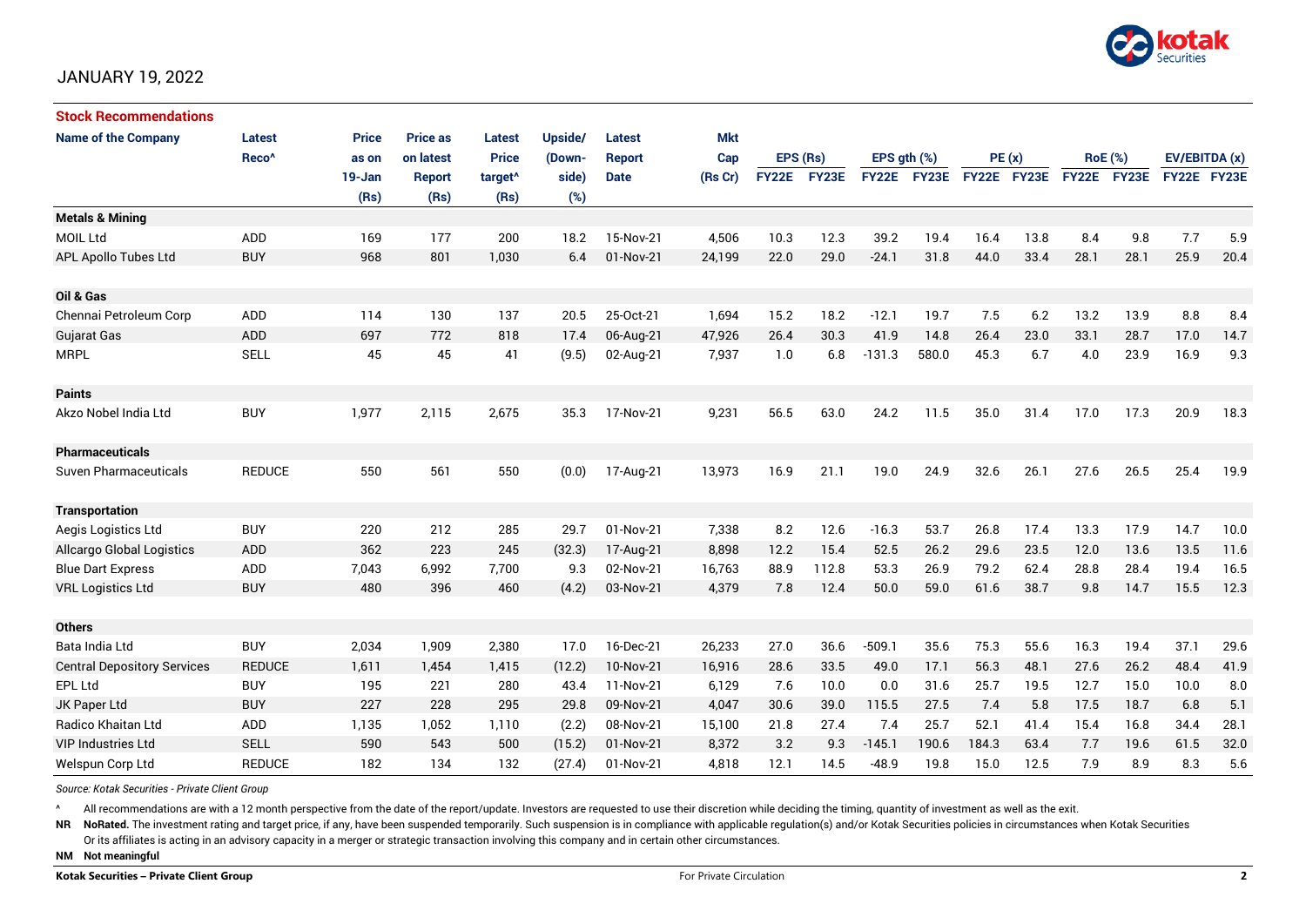JANUARY 19, 2022

## Stock Recommendations

| Name of the Company | Latest Reco^ | Price as on 19-Jan (Rs) | Price as on latest Report (Rs) | Latest Price target^ (Rs) | Upside/ (Down-side) (%) | Latest Report Date | Mkt Cap (Rs Cr) | EPS (Rs) | | EPS gth (%) | | PE (x) | | RoE (%) | | EV/EBITDA (x) | |
|---|---|---|---|---|---|---|---|---|---|---|---|---|---|---|---|---|---|
| | | | | | | | | FY22E | FY23E | FY22E | FY23E | FY22E | FY23E | FY22E | FY23E | FY22E | FY23E |
| **Metals & Mining** | | | | | | | | | | | | | | | | | |
| MOIL Ltd | ADD | 169 | 177 | 200 | 18.2 | 15-Nov-21 | 4,506 | 10.3 | 12.3 | 39.2 | 19.4 | 16.4 | 13.8 | 8.4 | 9.8 | 7.7 | 5.9 |
| APL Apollo Tubes Ltd | BUY | 968 | 801 | 1,030 | 6.4 | 01-Nov-21 | 24,199 | 22.0 | 29.0 | -24.1 | 31.8 | 44.0 | 33.4 | 28.1 | 28.1 | 25.9 | 20.4 |
| **Oil & Gas** | | | | | | | | | | | | | | | | | |
| Chennai Petroleum Corp | ADD | 114 | 130 | 137 | 20.5 | 25-Oct-21 | 1,694 | 15.2 | 18.2 | -12.1 | 19.7 | 7.5 | 6.2 | 13.2 | 13.9 | 8.8 | 8.4 |
| Gujarat Gas | ADD | 697 | 772 | 818 | 17.4 | 06-Aug-21 | 47,926 | 26.4 | 30.3 | 41.9 | 14.8 | 26.4 | 23.0 | 33.1 | 28.7 | 17.0 | 14.7 |
| MRPL | SELL | 45 | 45 | 41 | (9.5) | 02-Aug-21 | 7,937 | 1.0 | 6.8 | -131.3 | 580.0 | 45.3 | 6.7 | 4.0 | 23.9 | 16.9 | 9.3 |
| **Paints** | | | | | | | | | | | | | | | | | |
| Akzo Nobel India Ltd | BUY | 1,977 | 2,115 | 2,675 | 35.3 | 17-Nov-21 | 9,231 | 56.5 | 63.0 | 24.2 | 11.5 | 35.0 | 31.4 | 17.0 | 17.3 | 20.9 | 18.3 |
| **Pharmaceuticals** | | | | | | | | | | | | | | | | | |
| Suven Pharmaceuticals | REDUCE | 550 | 561 | 550 | (0.0) | 17-Aug-21 | 13,973 | 16.9 | 21.1 | 19.0 | 24.9 | 32.6 | 26.1 | 27.6 | 26.5 | 25.4 | 19.9 |
| **Transportation** | | | | | | | | | | | | | | | | | |
| Aegis Logistics Ltd | BUY | 220 | 212 | 285 | 29.7 | 01-Nov-21 | 7,338 | 8.2 | 12.6 | -16.3 | 53.7 | 26.8 | 17.4 | 13.3 | 17.9 | 14.7 | 10.0 |
| Allcargo Global Logistics | ADD | 362 | 223 | 245 | (32.3) | 17-Aug-21 | 8,898 | 12.2 | 15.4 | 52.5 | 26.2 | 29.6 | 23.5 | 12.0 | 13.6 | 13.5 | 11.6 |
| Blue Dart Express | ADD | 7,043 | 6,992 | 7,700 | 9.3 | 02-Nov-21 | 16,763 | 88.9 | 112.8 | 53.3 | 26.9 | 79.2 | 62.4 | 28.8 | 28.4 | 19.4 | 16.5 |
| VRL Logistics Ltd | BUY | 480 | 396 | 460 | (4.2) | 03-Nov-21 | 4,379 | 7.8 | 12.4 | 50.0 | 59.0 | 61.6 | 38.7 | 9.8 | 14.7 | 15.5 | 12.3 |
| **Others** | | | | | | | | | | | | | | | | | |
| Bata India Ltd | BUY | 2,034 | 1,909 | 2,380 | 17.0 | 16-Dec-21 | 26,233 | 27.0 | 36.6 | -509.1 | 35.6 | 75.3 | 55.6 | 16.3 | 19.4 | 37.1 | 29.6 |
| Central Depository Services | REDUCE | 1,611 | 1,454 | 1,415 | (12.2) | 10-Nov-21 | 16,916 | 28.6 | 33.5 | 49.0 | 17.1 | 56.3 | 48.1 | 27.6 | 26.2 | 48.4 | 41.9 |
| EPL Ltd | BUY | 195 | 221 | 280 | 43.4 | 11-Nov-21 | 6,129 | 7.6 | 10.0 | 0.0 | 31.6 | 25.7 | 19.5 | 12.7 | 15.0 | 10.0 | 8.0 |
| JK Paper Ltd | BUY | 227 | 228 | 295 | 29.8 | 09-Nov-21 | 4,047 | 30.6 | 39.0 | 115.5 | 27.5 | 7.4 | 5.8 | 17.5 | 18.7 | 6.8 | 5.1 |
| Radico Khaitan Ltd | ADD | 1,135 | 1,052 | 1,110 | (2.2) | 08-Nov-21 | 15,100 | 21.8 | 27.4 | 7.4 | 25.7 | 52.1 | 41.4 | 15.4 | 16.8 | 34.4 | 28.1 |
| VIP Industries Ltd | SELL | 590 | 543 | 500 | (15.2) | 01-Nov-21 | 8,372 | 3.2 | 9.3 | -145.1 | 190.6 | 184.3 | 63.4 | 7.7 | 19.6 | 61.5 | 32.0 |
| Welspun Corp Ltd | REDUCE | 182 | 134 | 132 | (27.4) | 01-Nov-21 | 4,818 | 12.1 | 14.5 | -48.9 | 19.8 | 15.0 | 12.5 | 7.9 | 8.9 | 8.3 | 5.6 |

*Source: Kotak Securities - Private Client Group*

^ All recommendations are with a 12 month perspective from the date of the report/update. Investors are requested to use their discretion while deciding the timing, quantity of investment as well as the exit.

**NR** **NoRated.** The investment rating and target price, if any, have been suspended temporarily. Such suspension is in compliance with applicable regulation(s) and/or Kotak Securities policies in circumstances when Kotak Securities Or its affiliates is acting in an advisory capacity in a merger or strategic transaction involving this company and in certain other circumstances.

**NM** **Not meaningful**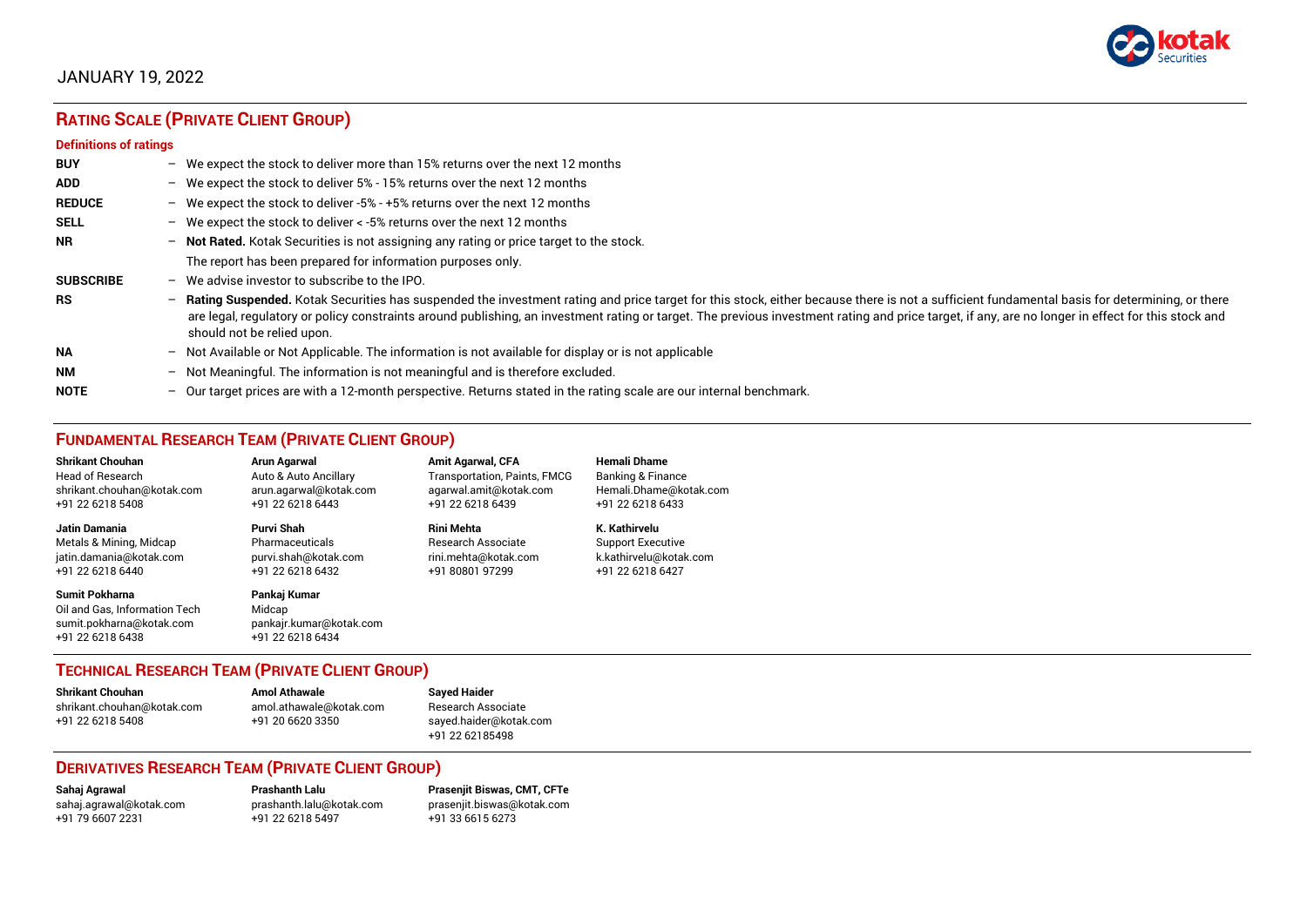JANUARY 19, 2022

## RATING SCALE (PRIVATE CLIENT GROUP)

### Definitions of ratings

| | | |
|---|---|---|
| **BUY** | – | We expect the stock to deliver more than 15% returns over the next 12 months |
| **ADD** | – | We expect the stock to deliver 5% - 15% returns over the next 12 months |
| **REDUCE** | – | We expect the stock to deliver -5% - +5% returns over the next 12 months |
| **SELL** | – | We expect the stock to deliver < -5% returns over the next 12 months |
| **NR** | – | **Not Rated.** Kotak Securities is not assigning any rating or price target to the stock. The report has been prepared for information purposes only. |
| **SUBSCRIBE** | – | We advise investor to subscribe to the IPO. |
| **RS** | – | **Rating Suspended.** Kotak Securities has suspended the investment rating and price target for this stock, either because there is not a sufficient fundamental basis for determining, or there are legal, regulatory or policy constraints around publishing, an investment rating or target. The previous investment rating and price target, if any, are no longer in effect for this stock and should not be relied upon. |
| **NA** | – | Not Available or Not Applicable. The information is not available for display or is not applicable |
| **NM** | – | Not Meaningful. The information is not meaningful and is therefore excluded. |
| **NOTE** | – | Our target prices are with a 12-month perspective. Returns stated in the rating scale are our internal benchmark. |

## FUNDAMENTAL RESEARCH TEAM (PRIVATE CLIENT GROUP)

**Shrikant Chouhan**
Head of Research
shrikant.chouhan@kotak.com
+91 22 6218 5408

**Arun Agarwal**
Auto & Auto Ancillary
arun.agarwal@kotak.com
+91 22 6218 6443

**Amit Agarwal, CFA**
Transportation, Paints, FMCG
agarwal.amit@kotak.com
+91 22 6218 6439

**Hemali Dhame**
Banking & Finance
Hemali.Dhame@kotak.com
+91 22 6218 6433

**Jatin Damania**
Metals & Mining, Midcap
jatin.damania@kotak.com
+91 22 6218 6440

**Purvi Shah**
Pharmaceuticals
purvi.shah@kotak.com
+91 22 6218 6432

**Rini Mehta**
Research Associate
rini.mehta@kotak.com
+91 80801 97299

**K. Kathirvelu**
Support Executive
k.kathirvelu@kotak.com
+91 22 6218 6427

**Sumit Pokharna**
Oil and Gas, Information Tech
sumit.pokharna@kotak.com
+91 22 6218 6438

**Pankaj Kumar**
Midcap
pankajr.kumar@kotak.com
+91 22 6218 6434

## TECHNICAL RESEARCH TEAM (PRIVATE CLIENT GROUP)

**Shrikant Chouhan**
shrikant.chouhan@kotak.com
+91 22 6218 5408

**Amol Athawale**
amol.athawale@kotak.com
+91 20 6620 3350

**Sayed Haider**
Research Associate
sayed.haider@kotak.com
+91 22 62185498

## DERIVATIVES RESEARCH TEAM (PRIVATE CLIENT GROUP)

**Sahaj Agrawal**
sahaj.agrawal@kotak.com
+91 79 6607 2231

**Prashanth Lalu**
prashanth.lalu@kotak.com
+91 22 6218 5497

**Prasenjit Biswas, CMT, CFTe**
prasenjit.biswas@kotak.com
+91 33 6615 6273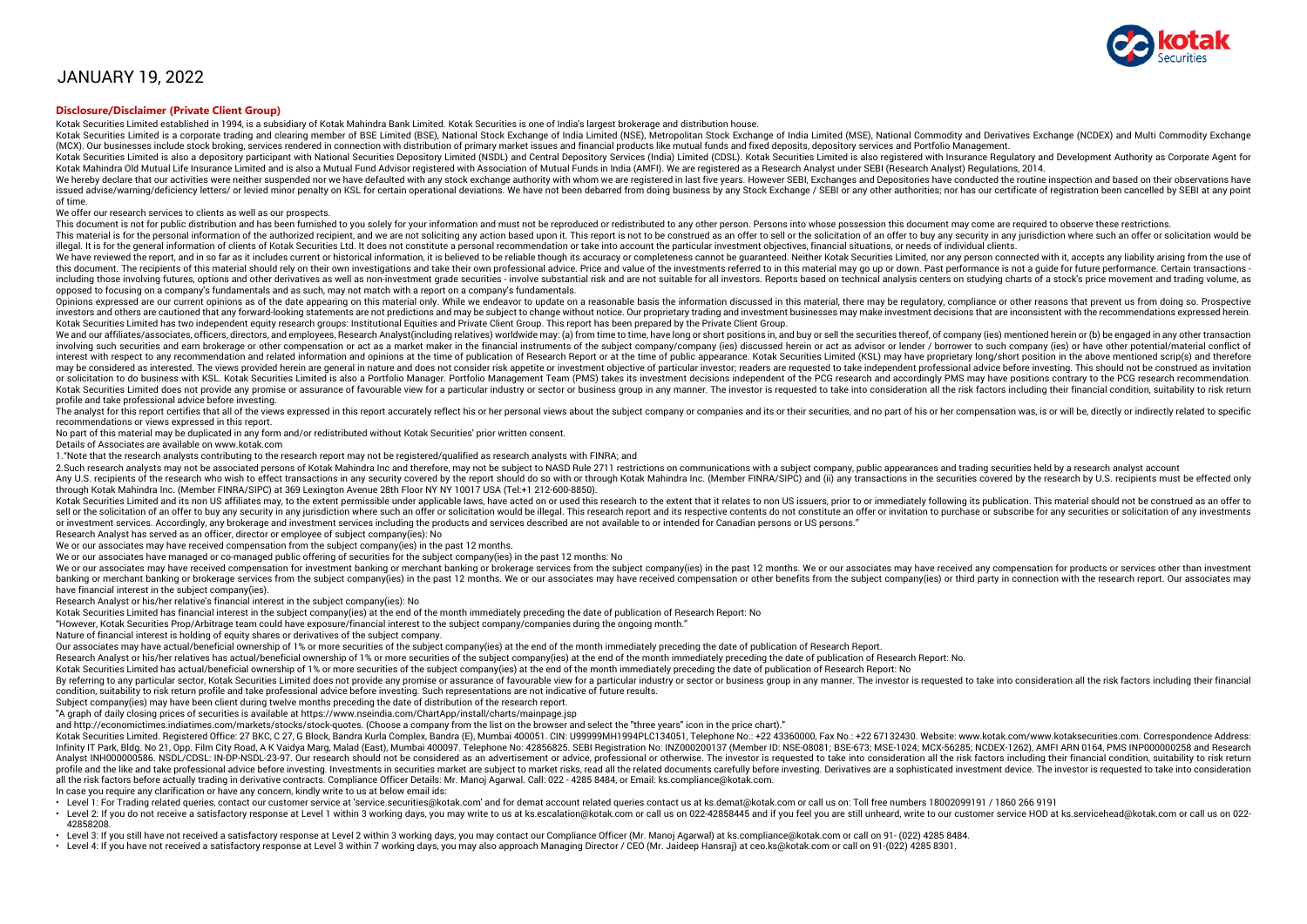# JANUARY 19, 2022

### Disclosure/Disclaimer (Private Client Group)

Kotak Securities Limited established in 1994, is a subsidiary of Kotak Mahindra Bank Limited. Kotak Securities is one of India's largest brokerage and distribution house.

Kotak Securities Limited is a corporate trading and clearing member of BSE Limited (BSE), National Stock Exchange of India Limited (NSE), Metropolitan Stock Exchange of India Limited (MSE), National Commodity and Derivatives Exchange (NCDEX) and Multi Commodity Exchange (MCX). Our businesses include stock broking, services rendered in connection with distribution of primary market issues and financial products like mutual funds and fixed deposits, depository services and Portfolio Management.

Kotak Securities Limited is also a depository participant with National Securities Depository Limited (NSDL) and Central Depository Services (India) Limited (CDSL). Kotak Securities Limited is also registered with Insurance Regulatory and Development Authority as Corporate Agent for Kotak Mahindra Old Mutual Life Insurance Limited and is also a Mutual Fund Advisor registered with Association of Mutual Funds in India (AMFI). We are registered as a Research Analyst under SEBI (Research Analyst) Regulations, 2014.

We hereby declare that our activities were neither suspended nor we have defaulted with any stock exchange authority with whom we are registered in last five years. However SEBI, Exchanges and Depositories have conducted the routine inspection and based on their observations have issued advise/warning/deficiency letters/ or levied minor penalty on KSL for certain operational deviations. We have not been debarred from doing business by any Stock Exchange / SEBI or any other authorities; nor has our certificate of registration been cancelled by SEBI at any point of time.

We offer our research services to clients as well as our prospects.

This document is not for public distribution and has been furnished to you solely for your information and must not be reproduced or redistributed to any other person. Persons into whose possession this document may come are required to observe these restrictions.

This material is for the personal information of the authorized recipient, and we are not soliciting any action based upon it. This report is not to be construed as an offer to sell or the solicitation of an offer to buy any security in any jurisdiction where such an offer or solicitation would be illegal. It is for the general information of clients of Kotak Securities Ltd. It does not constitute a personal recommendation or take into account the particular investment objectives, financial situations, or needs of individual clients.

We have reviewed the report, and in so far as it includes current or historical information, it is believed to be reliable though its accuracy or completeness cannot be guaranteed. Neither Kotak Securities Limited, nor any person connected with it, accepts any liability arising from the use of this document. The recipients of this material should rely on their own investigations and take their own professional advice. Price and value of the investments referred to in this material may go up or down. Past performance is not a guide for future performance. Certain transactions - including those involving futures, options and other derivatives as well as non-investment grade securities - involve substantial risk and are not suitable for all investors. Reports based on technical analysis centers on studying charts of a stock's price movement and trading volume, as opposed to focusing on a company's fundamentals and as such, may not match with a report on a company's fundamentals.

Opinions expressed are our current opinions as of the date appearing on this material only. While we endeavor to update on a reasonable basis the information discussed in this material, there may be regulatory, compliance or other reasons that prevent us from doing so. Prospective investors and others are cautioned that any forward-looking statements are not predictions and may be subject to change without notice. Our proprietary trading and investment businesses may make investment decisions that are inconsistent with the recommendations expressed herein. Kotak Securities Limited has two independent equity research groups: Institutional Equities and Private Client Group. This report has been prepared by the Private Client Group.

We and our affiliates/associates, officers, directors, and employees, Research Analyst(including relatives) worldwide may: (a) from time to time, have long or short positions in, and buy or sell the securities thereof, of company (ies) mentioned herein or (b) be engaged in any other transaction involving such securities and earn brokerage or other compensation or act as a market maker in the financial instruments of the subject company/company (ies) discussed herein or act as advisor or lender / borrower to such company (ies) or have other potential/material conflict of interest with respect to any recommendation and related information and opinions at the time of publication of Research Report or at the time of public appearance. Kotak Securities Limited (KSL) may have proprietary long/short position in the above mentioned scrip(s) and therefore may be considered as interested. The views provided herein are general in nature and does not consider risk appetite or investment objective of particular investor; readers are requested to take independent professional advice before investing. This should not be construed as invitation or solicitation to do business with KSL. Kotak Securities Limited is also a Portfolio Manager. Portfolio Management Team (PMS) takes its investment decisions independent of the PCG research and accordingly PMS may have positions contrary to the PCG research recommendation. Kotak Securities Limited does not provide any promise or assurance of favourable view for a particular industry or sector or business group in any manner. The investor is requested to take into consideration all the risk factors including their financial condition, suitability to risk return profile and take professional advice before investing.

The analyst for this report certifies that all of the views expressed in this report accurately reflect his or her personal views about the subject company or companies and its or their securities, and no part of his or her compensation was, is or will be, directly or indirectly related to specific recommendations or views expressed in this report.

No part of this material may be duplicated in any form and/or redistributed without Kotak Securities' prior written consent.

Details of Associates are available on www.kotak.com

1."Note that the research analysts contributing to the research report may not be registered/qualified as research analysts with FINRA; and

2.Such research analysts may not be associated persons of Kotak Mahindra Inc and therefore, may not be subject to NASD Rule 2711 restrictions on communications with a subject company, public appearances and trading securities held by a research analyst account

Any U.S. recipients of the research who wish to effect transactions in any security covered by the report should do so with or through Kotak Mahindra Inc. (Member FINRA/SIPC) and (ii) any transactions in the securities covered by the research by U.S. recipients must be effected only through Kotak Mahindra Inc. (Member FINRA/SIPC) at 369 Lexington Avenue 28th Floor NY NY 10017 USA (Tel:+1 212-600-8850).

Kotak Securities Limited and its non US affiliates may, to the extent permissible under applicable laws, have acted on or used this research to the extent that it relates to non US issuers, prior to or immediately following its publication. This material should not be construed as an offer to sell or the solicitation of an offer to buy any security in any jurisdiction where such an offer or solicitation would be illegal. This research report and its respective contents do not constitute an offer or invitation to purchase or subscribe for any securities or solicitation of any investments or investment services. Accordingly, any brokerage and investment services including the products and services described are not available to or intended for Canadian persons or US persons."

Research Analyst has served as an officer, director or employee of subject company(ies): No

We or our associates may have received compensation from the subject company(ies) in the past 12 months.

We or our associates have managed or co-managed public offering of securities for the subject company(ies) in the past 12 months: No

We or our associates may have received compensation for investment banking or merchant banking or brokerage services from the subject company(ies) in the past 12 months. We or our associates may have received any compensation for products or services other than investment banking or merchant banking or brokerage services from the subject company(ies) in the past 12 months. We or our associates may have received compensation or other benefits from the subject company(ies) or third party in connection with the research report. Our associates may have financial interest in the subject company(ies).

Research Analyst or his/her relative's financial interest in the subject company(ies): No

Kotak Securities Limited has financial interest in the subject company(ies) at the end of the month immediately preceding the date of publication of Research Report: No

"However, Kotak Securities Prop/Arbitrage team could have exposure/financial interest to the subject company/companies during the ongoing month."

Nature of financial interest is holding of equity shares or derivatives of the subject company.

Our associates may have actual/beneficial ownership of 1% or more securities of the subject company(ies) at the end of the month immediately preceding the date of publication of Research Report.

Research Analyst or his/her relatives has actual/beneficial ownership of 1% or more securities of the subject company(ies) at the end of the month immediately preceding the date of publication of Research Report: No.

Kotak Securities Limited has actual/beneficial ownership of 1% or more securities of the subject company(ies) at the end of the month immediately preceding the date of publication of Research Report: No

By referring to any particular sector, Kotak Securities Limited does not provide any promise or assurance of favourable view for a particular industry or sector or business group in any manner. The investor is requested to take into consideration all the risk factors including their financial condition, suitability to risk return profile and take professional advice before investing. Such representations are not indicative of future results.

Subject company(ies) may have been client during twelve months preceding the date of distribution of the research report.

"A graph of daily closing prices of securities is available at https://www.nseindia.com/ChartApp/install/charts/mainpage.jsp

and http://economictimes.indiatimes.com/markets/stocks/stock-quotes. (Choose a company from the list on the browser and select the "three years" icon in the price chart)."

Kotak Securities Limited. Registered Office: 27 BKC, C 27, G Block, Bandra Kurla Complex, Bandra (E), Mumbai 400051. CIN: U99999MH1994PLC134051, Telephone No.: +22 43360000, Fax No.: +22 67132430. Website: www.kotak.com/www.kotaksecurities.com. Correspondence Address: Infinity IT Park, Bldg. No 21, Opp. Film City Road, A K Vaidya Marg, Malad (East), Mumbai 400097. Telephone No: 42856825. SEBI Registration No: INZ000200137 (Member ID: NSE-08081; BSE-673; MSE-1024; MCX-56285; NCDEX-1262), AMFI ARN 0164, PMS INP000000258 and Research Analyst INH000000586. NSDL/CDSL: IN-DP-NSDL-23-97. Our research should not be considered as an advertisement or advice, professional or otherwise. The investor is requested to take into consideration all the risk factors including their financial condition, suitability to risk return profile and the like and take professional advice before investing. Investments in securities market are subject to market risks, read all the related documents carefully before investing. Derivatives are a sophisticated investment device. The investor is requested to take into consideration all the risk factors before actually trading in derivative contracts. Compliance Officer Details: Mr. Manoj Agarwal. Call: 022 - 4285 8484, or Email: ks.compliance@kotak.com.

In case you require any clarification or have any concern, kindly write to us at below email ids:

- Level 1: For Trading related queries, contact our customer service at 'service.securities@kotak.com' and for demat account related queries contact us at ks.demat@kotak.com or call us on: Toll free numbers 18002099191 / 1860 266 9191
- Level 2: If you do not receive a satisfactory response at Level 1 within 3 working days, you may write to us at ks.escalation@kotak.com or call us on 022-42858445 and if you feel you are still unheard, write to our customer service HOD at ks.servicehead@kotak.com or call us on 022-42858208.
- Level 3: If you still have not received a satisfactory response at Level 2 within 3 working days, you may contact our Compliance Officer (Mr. Manoj Agarwal) at ks.compliance@kotak.com or call on 91- (022) 4285 8484.
- Level 4: If you have not received a satisfactory response at Level 3 within 7 working days, you may also approach Managing Director / CEO (Mr. Jaideep Hansraj) at ceo.ks@kotak.com or call on 91-(022) 4285 8301.